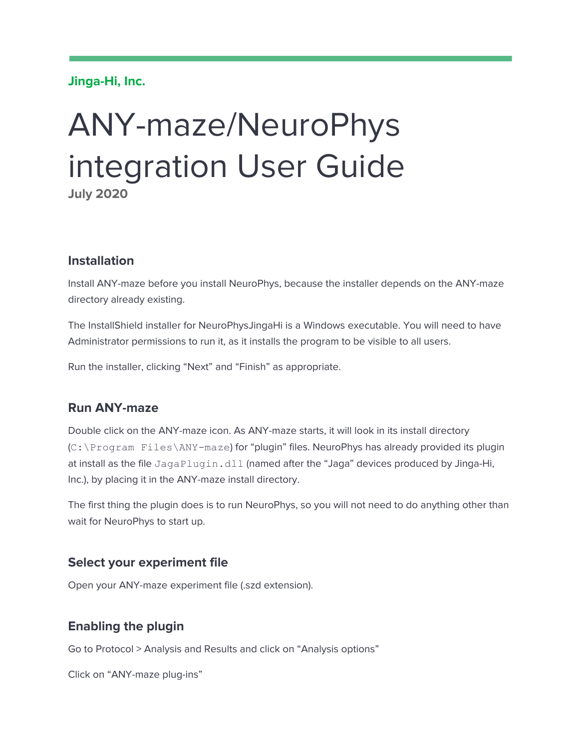Jinga-Hi, Inc.

# ANY-maze/NeuroPhys integration User Guide

**July 2020**

## Installation

Install ANY-maze before you install NeuroPhys, because the installer depends on the ANY-maze directory already existing.

The InstallShield installer for NeuroPhysJingaHi is a Windows executable. You will need to have Administrator permissions to run it, as it installs the program to be visible to all users.

Run the installer, clicking "Next" and "Finish" as appropriate.

## Run ANY-maze

Double click on the ANY-maze icon. As ANY-maze starts, it will look in its install directory (`C:\Program Files\ANY-maze`) for "plugin" files. NeuroPhys has already provided its plugin at install as the file `JagaPlugin.dll` (named after the "Jaga" devices produced by Jinga-Hi, Inc.), by placing it in the ANY-maze install directory.

The first thing the plugin does is to run NeuroPhys, so you will not need to do anything other than wait for NeuroPhys to start up.

## Select your experiment file

Open your ANY-maze experiment file (.szd extension).

## Enabling the plugin

Go to Protocol > Analysis and Results and click on "Analysis options"

Click on "ANY-maze plug-ins"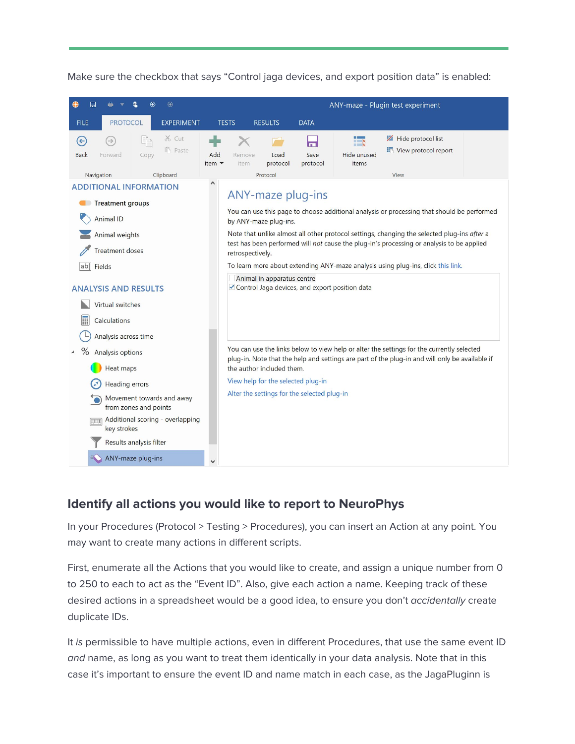Make sure the checkbox that says “Control jaga devices, and export position data” is enabled:

## Identify all actions you would like to report to NeuroPhys

In your Procedures (Protocol > Testing > Procedures), you can insert an Action at any point. You may want to create many actions in different scripts.

First, enumerate all the Actions that you would like to create, and assign a unique number from 0 to 250 to each to act as the “Event ID”. Also, give each action a name. Keeping track of these desired actions in a spreadsheet would be a good idea, to ensure you don’t *accidentally* create duplicate IDs.

It *is* permissible to have multiple actions, even in different Procedures, that use the same event ID *and* name, as long as you want to treat them identically in your data analysis. Note that in this case it’s important to ensure the event ID and name match in each case, as the JagaPluginn is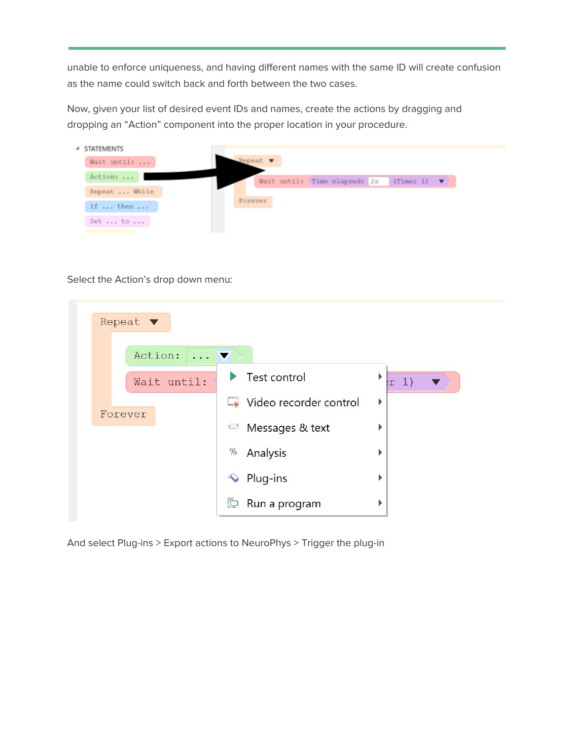unable to enforce uniqueness, and having different names with the same ID will create confusion as the name could switch back and forth between the two cases.

Now, given your list of desired event IDs and names, create the actions by dragging and dropping an "Action" component into the proper location in your procedure.

Select the Action's drop down menu:

And select Plug-ins > Export actions to NeuroPhys > Trigger the plug-in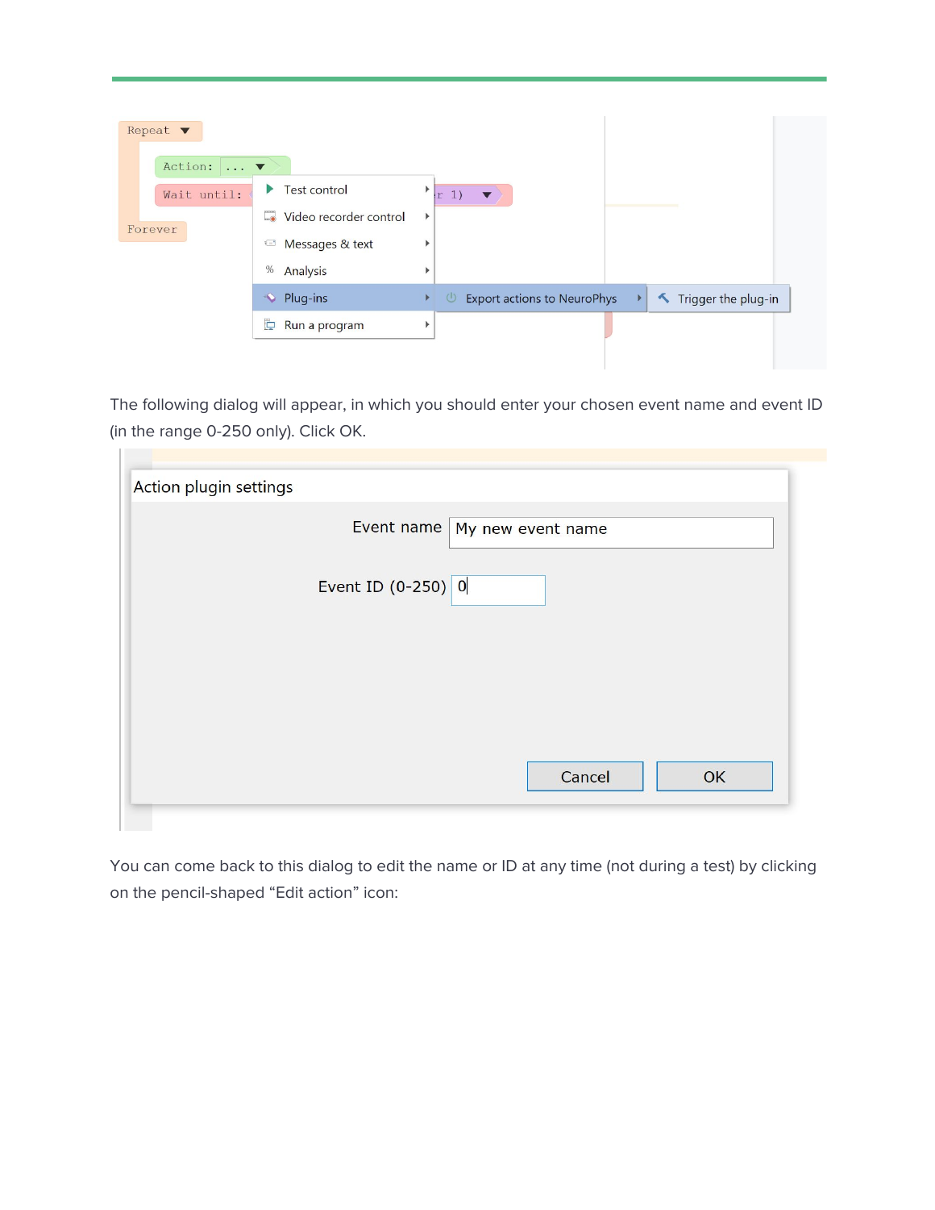The following dialog will appear, in which you should enter your chosen event name and event ID (in the range 0-250 only). Click OK.

You can come back to this dialog to edit the name or ID at any time (not during a test) by clicking on the pencil-shaped “Edit action” icon: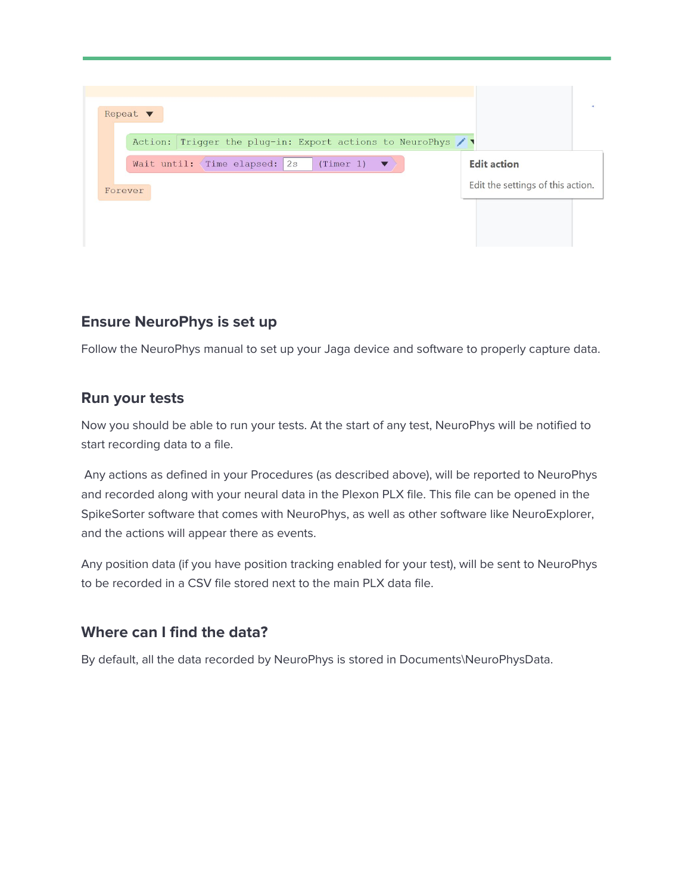## Ensure NeuroPhys is set up

Follow the NeuroPhys manual to set up your Jaga device and software to properly capture data.

## Run your tests

Now you should be able to run your tests. At the start of any test, NeuroPhys will be notified to start recording data to a file.

Any actions as defined in your Procedures (as described above), will be reported to NeuroPhys and recorded along with your neural data in the Plexon PLX file. This file can be opened in the SpikeSorter software that comes with NeuroPhys, as well as other software like NeuroExplorer, and the actions will appear there as events.

Any position data (if you have position tracking enabled for your test), will be sent to NeuroPhys to be recorded in a CSV file stored next to the main PLX data file.

## Where can I find the data?

By default, all the data recorded by NeuroPhys is stored in Documents\NeuroPhysData.